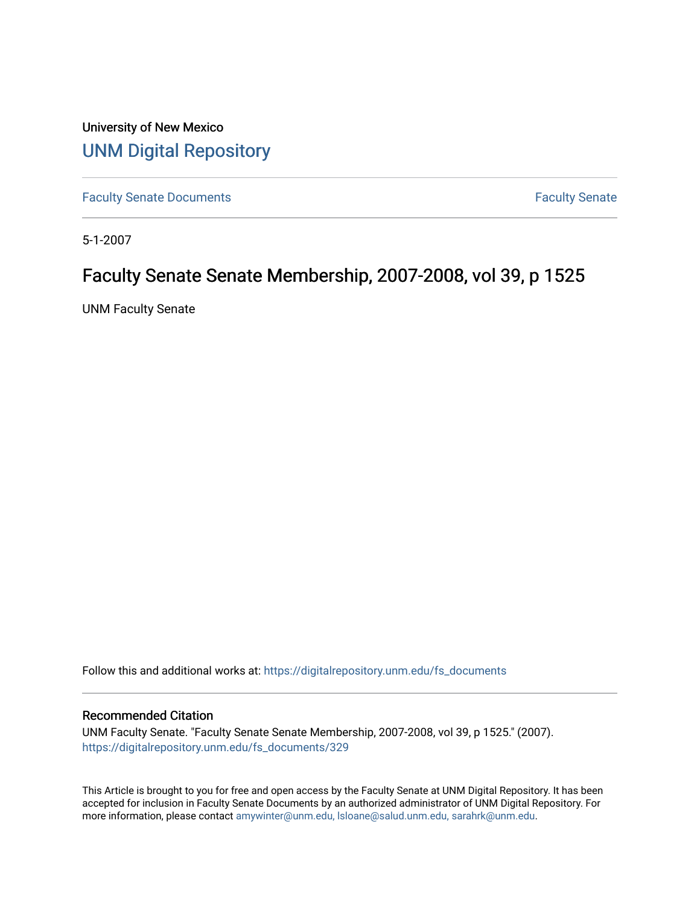University of New Mexico

# UNM Digital Repository

Faculty Senate Documents | Faculty Senate

5-1-2007

## Faculty Senate Senate Membership, 2007-2008, vol 39, p 1525

UNM Faculty Senate

Follow this and additional works at: https://digitalrepository.unm.edu/fs_documents

### Recommended Citation

UNM Faculty Senate. "Faculty Senate Senate Membership, 2007-2008, vol 39, p 1525." (2007). https://digitalrepository.unm.edu/fs_documents/329

This Article is brought to you for free and open access by the Faculty Senate at UNM Digital Repository. It has been accepted for inclusion in Faculty Senate Documents by an authorized administrator of UNM Digital Repository. For more information, please contact amywinter@unm.edu, lsloane@salud.unm.edu, sarahrk@unm.edu.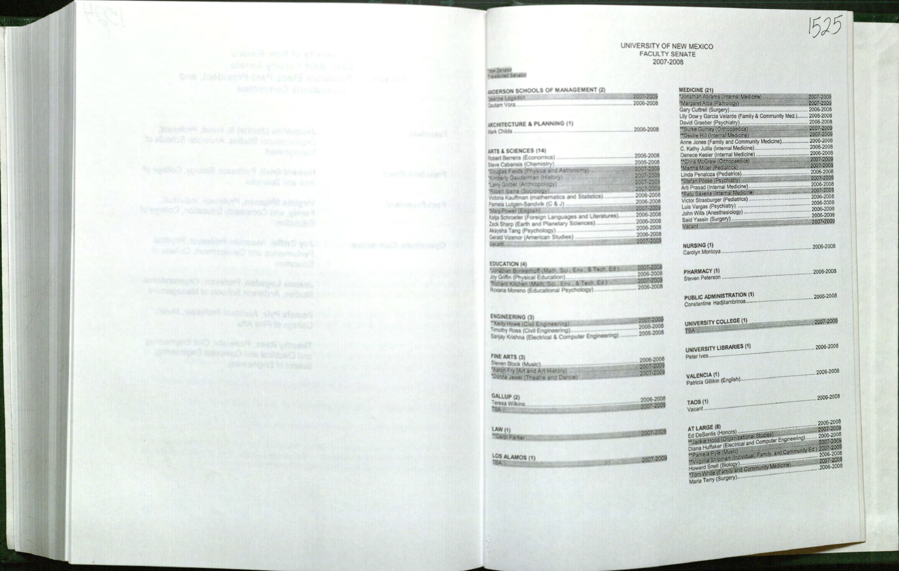# UNIVERSITY OF NEW MEXICO
## FACULTY SENATE
### 2007-2008

*New Senator
**Reelected Senator

**ANDERSON SCHOOLS OF MANAGEMENT (2)**
- *Jeanne Logsdon ........ 2007-2009
- Gautam Vora ........ 2006-2008

**ARCHITECTURE & PLANNING (1)**
- Mark Childs ........ 2006-2008

**ARTS & SCIENCES (14)**
- Robert Berrens (Economics) ........ 2006-2008
- Steve Cabaniss (Chemistry) ........ 2006-2008
- *Douglas Fields (Physics and Astronomy) ........ 2007-2009
- *Kimberly Gauderman (History) ........ 2007-2009
- *Larry Gorbet (Anthropology) ........ 2007-2009
- *Robert Ibarra (Sociology) ........ 2007-2009
- Victoria Kauffman (mathematics and Statistics) ........ 2006-2008
- Pamela Lutgen-Sandvik (C & J) ........ 2006-2008
- *Mary Power (English) ........ 2007-2009
- Katja Schroeter (Foreign Languages and Literatures) ........ 2006-2008
- Zack Sharp (Earth and Planetary Sciences) ........ 2006-2008
- Akaysha Tang (Psychology) ........ 2006-2008
- Gerald Vizenor (American Studies) ........ 2006-2008
- Vacant ........ 2007-2009

**EDUCATION (4)**
- *Jonathan Brinkerhoff (Math, Sci., Env., & Tech. Ed.) ........ 2007-2009
- Joy Griffin (Physical Education) ........ 2006-2008
- *Richard Kitchen (Math, Sci., Env., & Tech. Ed.) ........ 2007-2009
- Roxana Moreno (Educational Psychology) ........ 2006-2008

**ENGINEERING (3)**
- **Kerry Howe (Civil Engineering) ........ 2007-2009
- Timothy Ross (Civil Engineering) ........ 2006-2008
- Sanjay Krishna (Electrical & Computer Engineering) ........ 2006-2008

**FINE ARTS (3)**
- Steven Block (Music) ........ 2006-2008
- *Aaron Fry (Art and Art History) ........ 2007-2009
- *Donna Jewell (Theatre and Dance) ........ 2007-2009

**GALLUP (2)**
- Teresa Wilkins ........ 2006-2008
- TBA ........ 2007-2009

**LAW (1)**
- **Carol Parker ........ 2007-2009

**LOS ALAMOS (1)**
- TBA ........ 2007-2009

**MEDICINE (21)**
- *Jonathan Abrams (Internal Medicine) ........ 2007-2009
- *Margaret Alba (Pathology) ........ 2007-2009
- Gary Cuttrell (Surgery) ........ 2006-2008
- Lily Dowy Garcia Velarde (Family & Community Med.) ........ 2006-2008
- David Graeber (Psychiatry) ........ 2006-2008
- **Burke Gurney (Orthopaedics) ........ 2007-2009
- **Deidre Hill (Internal Medicine) ........ 2007-2009
- Anne Jones (Family and Community Medicine) ........ 2006-2008
- C. Kathy Julila (Internal Medicine) ........ 2006-2008
- Denece Kesler (Internal Medicine) ........ 2006-2008
- **Chris McGrew (Orthopaedics) ........ 2007-2009
- *Martha Miller (Pediatrics) ........ 2007-2009
- Linda Penaloza (Pediatrics) ........ 2006-2008
- *Stefan Posse (Psychiatry) ........ 2007-2009
- Arti Prasad (Internal Medicine) ........ 2006-2008
- *Renu Saxena (Internal Medicine) ........ 2007-2009
- Victor Strasburger (Pediatrics) ........ 2006-2008
- Luis Vargas (Psychiatry) ........ 2006-2008
- John Wills (Anesthesiology) ........ 2006-2008
- Said Yassin (Surgery) ........ 2006-2008
- Vacant ........ 2007-2009

**NURSING (1)**
- Carolyn Montoya ........ 2006-2008

**PHARMACY (1)**
- Steven Peterson ........ 2006-2008

**PUBLIC ADMINISTRATION (1)**
- Constantine Hadjilambrinos ........ 2006-2008

**UNIVERSITY COLLEGE (1)**
- TBA ........ 2007-2009

**UNIVERSITY LIBRARIES (1)**
- Peter Ives ........ 2006-2008

**VALENCIA (1)**
- Patricia Gillikin (English) ........ 2006-2008

**TAOS (1)**
- Vacant ........ 2006-2008

**AT LARGE (8)**
- Ed DeSantis (Honors) ........ 2006-2008
- **Jackie Hood (Organizational Studies) ........ 2007-2009
- Diana Huffaker (Electrical and Computer Engineering) ........ 2006-2008
- **Pamela Pyle (Music) ........ 2007-2009
- **Virginia Shipman (Individual, Family, and Community Ed.) ........ 2007-2009
- Howard Snell (Biology) ........ 2006-2008
- *Tom White (Family and Community Medicine) ........ 2007-2009
- Maria Terry (Surgery) ........ 2006-2008